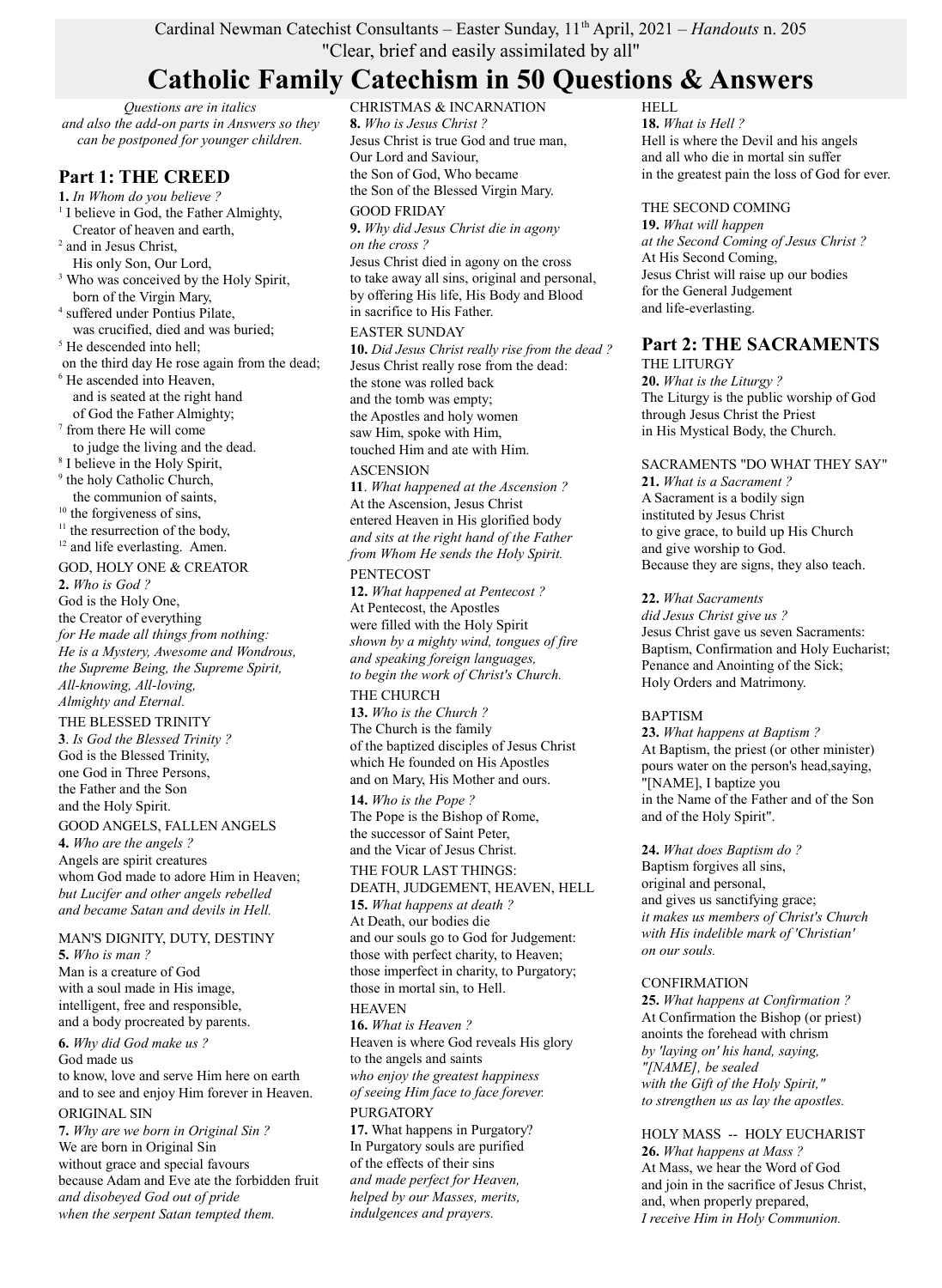Cardinal Newman Catechist Consultants – Easter Sunday, 11th April, 2021 – *Handouts* n. 205

"Clear, brief and easily assimilated by all"

# Catholic Family Catechism in 50 Questions & Answers

*Questions are in italics and also the add-on parts in Answers so they can be postponed for younger children.*

## Part 1: THE CREED

**1.** *In Whom do you believe ?*

[1] I believe in God, the Father Almighty,
Creator of heaven and earth,
[2] and in Jesus Christ,
His only Son, Our Lord,
[3] Who was conceived by the Holy Spirit,
born of the Virgin Mary,
[4] suffered under Pontius Pilate,
was crucified, died and was buried;
[5] He descended into hell;
on the third day He rose again from the dead;
[6] He ascended into Heaven,
and is seated at the right hand
of God the Father Almighty;
[7] from there He will come
to judge the living and the dead.
[8] I believe in the Holy Spirit,
[9] the holy Catholic Church,
the communion of saints,
[10] the forgiveness of sins,
[11] the resurrection of the body,
[12] and life everlasting. Amen.

GOD, HOLY ONE & CREATOR

**2.** *Who is God ?*
God is the Holy One,
the Creator of everything
*for He made all things from nothing:*
*He is a Mystery, Awesome and Wondrous,*
*the Supreme Being, the Supreme Spirit,*
*All-knowing, All-loving,*
*Almighty and Eternal.*

THE BLESSED TRINITY

**3**. *Is God the Blessed Trinity ?*
God is the Blessed Trinity,
one God in Three Persons,
the Father and the Son
and the Holy Spirit.

GOOD ANGELS, FALLEN ANGELS

**4.** *Who are the angels ?*
Angels are spirit creatures
whom God made to adore Him in Heaven;
*but Lucifer and other angels rebelled*
*and became Satan and devils in Hell.*

MAN'S DIGNITY, DUTY, DESTINY

**5.** *Who is man ?*
Man is a creature of God
with a soul made in His image,
intelligent, free and responsible,
and a body procreated by parents.

**6.** *Why did God make us ?*
God made us
to know, love and serve Him here on earth
and to see and enjoy Him forever in Heaven.

ORIGINAL SIN

**7.** *Why are we born in Original Sin ?*
We are born in Original Sin
without grace and special favours
because Adam and Eve ate the forbidden fruit
*and disobeyed God out of pride*
*when the serpent Satan tempted them.*

CHRISTMAS & INCARNATION

**8.** *Who is Jesus Christ ?*
Jesus Christ is true God and true man,
Our Lord and Saviour,
the Son of God, Who became
the Son of the Blessed Virgin Mary.

GOOD FRIDAY

**9.** *Why did Jesus Christ die in agony on the cross ?*
Jesus Christ died in agony on the cross
to take away all sins, original and personal,
by offering His life, His Body and Blood
in sacrifice to His Father.

EASTER SUNDAY

**10.** *Did Jesus Christ really rise from the dead ?*
Jesus Christ really rose from the dead:
the stone was rolled back
and the tomb was empty;
the Apostles and holy women
saw Him, spoke with Him,
touched Him and ate with Him.

ASCENSION

**11**. *What happened at the Ascension ?*
At the Ascension, Jesus Christ
entered Heaven in His glorified body
*and sits at the right hand of the Father*
*from Whom He sends the Holy Spirit.*

PENTECOST

**12.** *What happened at Pentecost ?*
At Pentecost, the Apostles
were filled with the Holy Spirit
*shown by a mighty wind, tongues of fire*
*and speaking foreign languages,*
*to begin the work of Christ's Church.*

THE CHURCH

**13.** *Who is the Church ?*
The Church is the family
of the baptized disciples of Jesus Christ
which He founded on His Apostles
and on Mary, His Mother and ours.

**14.** *Who is the Pope ?*
The Pope is the Bishop of Rome,
the successor of Saint Peter,
and the Vicar of Jesus Christ.

THE FOUR LAST THINGS:
DEATH, JUDGEMENT, HEAVEN, HELL

**15.** *What happens at death ?*
At Death, our bodies die
and our souls go to God for Judgement:
those with perfect charity, to Heaven;
those imperfect in charity, to Purgatory;
those in mortal sin, to Hell.

HEAVEN

**16.** *What is Heaven ?*
Heaven is where God reveals His glory
to the angels and saints
*who enjoy the greatest happiness*
*of seeing Him face to face forever.*

PURGATORY

**17.** What happens in Purgatory?
In Purgatory souls are purified
of the effects of their sins
*and made perfect for Heaven,*
*helped by our Masses, merits,*
*indulgences and prayers.*

HELL

**18.** *What is Hell ?*
Hell is where the Devil and his angels
and all who die in mortal sin suffer
in the greatest pain the loss of God for ever.

THE SECOND COMING

**19.** *What will happen at the Second Coming of Jesus Christ ?*
At His Second Coming,
Jesus Christ will raise up our bodies
for the General Judgement
and life-everlasting.

## Part 2: THE SACRAMENTS

THE LITURGY

**20.** *What is the Liturgy ?*
The Liturgy is the public worship of God
through Jesus Christ the Priest
in His Mystical Body, the Church.

SACRAMENTS "DO WHAT THEY SAY"

**21.** *What is a Sacrament ?*
A Sacrament is a bodily sign
instituted by Jesus Christ
to give grace, to build up His Church
and give worship to God.
Because they are signs, they also teach.

**22.** *What Sacraments did Jesus Christ give us ?*
Jesus Christ gave us seven Sacraments:
Baptism, Confirmation and Holy Eucharist;
Penance and Anointing of the Sick;
Holy Orders and Matrimony.

BAPTISM

**23.** *What happens at Baptism ?*
At Baptism, the priest (or other minister)
pours water on the person's head,saying,
"[NAME], I baptize you
in the Name of the Father and of the Son
and of the Holy Spirit".

**24.** *What does Baptism do ?*
Baptism forgives all sins,
original and personal,
and gives us sanctifying grace;
*it makes us members of Christ's Church*
*with His indelible mark of 'Christian'*
*on our souls.*

CONFIRMATION

**25.** *What happens at Confirmation ?*
At Confirmation the Bishop (or priest)
anoints the forehead with chrism
*by 'laying on' his hand, saying,*
*"[NAME], be sealed*
*with the Gift of the Holy Spirit,"*
*to strengthen us as lay the apostles.*

HOLY MASS -- HOLY EUCHARIST

**26.** *What happens at Mass ?*
At Mass, we hear the Word of God
and join in the sacrifice of Jesus Christ,
and, when properly prepared,
*I receive Him in Holy Communion.*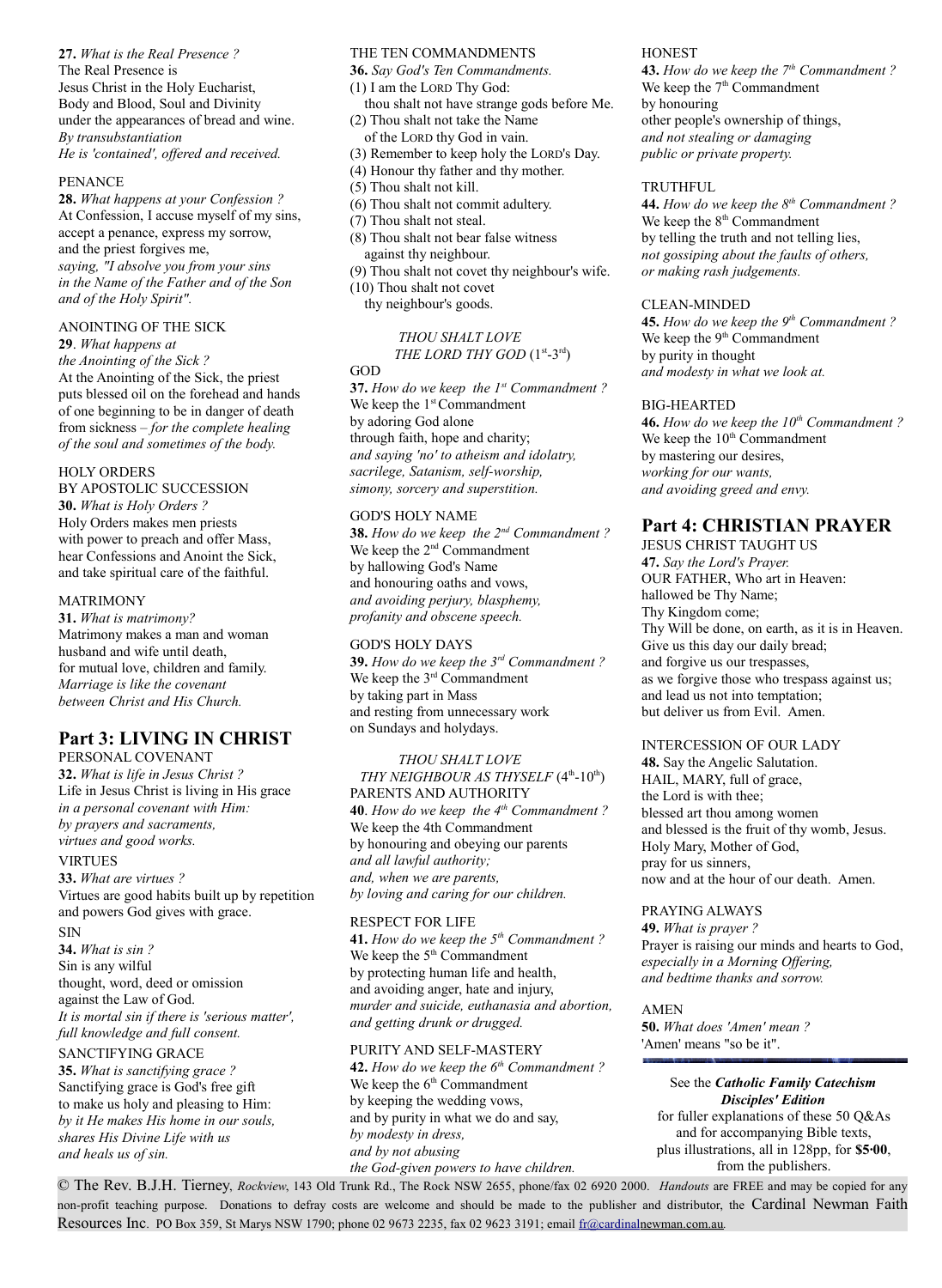**27.** *What is the Real Presence ?*
The Real Presence is
Jesus Christ in the Holy Eucharist,
Body and Blood, Soul and Divinity
under the appearances of bread and wine.
*By transubstantiation*
*He is 'contained', offered and received.*

PENANCE

**28.** *What happens at your Confession ?*
At Confession, I accuse myself of my sins,
accept a penance, express my sorrow,
and the priest forgives me,
*saying, "I absolve you from your sins*
*in the Name of the Father and of the Son*
*and of the Holy Spirit".*

ANOINTING OF THE SICK

**29**. *What happens at*
*the Anointing of the Sick ?*
At the Anointing of the Sick, the priest
puts blessed oil on the forehead and hands
of one beginning to be in danger of death
from sickness – *for the complete healing*
*of the soul and sometimes of the body.*

HOLY ORDERS
BY APOSTOLIC SUCCESSION

**30.** *What is Holy Orders ?*
Holy Orders makes men priests
with power to preach and offer Mass,
hear Confessions and Anoint the Sick,
and take spiritual care of the faithful.

MATRIMONY

**31.** *What is matrimony?*
Matrimony makes a man and woman
husband and wife until death,
for mutual love, children and family.
*Marriage is like the covenant*
*between Christ and His Church.*

## Part 3: LIVING IN CHRIST

PERSONAL COVENANT

**32.** *What is life in Jesus Christ ?*
Life in Jesus Christ is living in His grace
*in a personal covenant with Him:*
*by prayers and sacraments,*
*virtues and good works.*

VIRTUES

**33.** *What are virtues ?*
Virtues are good habits built up by repetition
and powers God gives with grace.

SIN

**34.** *What is sin ?*
Sin is any wilful
thought, word, deed or omission
against the Law of God.
*It is mortal sin if there is 'serious matter',*
*full knowledge and full consent.*

SANCTIFYING GRACE

**35.** *What is sanctifying grace ?*
Sanctifying grace is God's free gift
to make us holy and pleasing to Him:
*by it He makes His home in our souls,*
*shares His Divine Life with us*
*and heals us of sin.*

THE TEN COMMANDMENTS

**36.** *Say God's Ten Commandments.*
(1) I am the LORD Thy God:
thou shalt not have strange gods before Me.
(2) Thou shalt not take the Name
of the LORD thy God in vain.
(3) Remember to keep holy the LORD's Day.
(4) Honour thy father and thy mother.
(5) Thou shalt not kill.
(6) Thou shalt not commit adultery.
(7) Thou shalt not steal.
(8) Thou shalt not bear false witness
against thy neighbour.
(9) Thou shalt not covet thy neighbour's wife.
(10) Thou shalt not covet
thy neighbour's goods.

*THOU SHALT LOVE*
*THE LORD THY GOD* (1st-3rd)

GOD

**37.** *How do we keep the 1st Commandment ?*
We keep the 1st Commandment
by adoring God alone
through faith, hope and charity;
*and saying 'no' to atheism and idolatry,*
*sacrilege, Satanism, self-worship,*
*simony, sorcery and superstition.*

GOD'S HOLY NAME

**38.** *How do we keep the 2nd Commandment ?*
We keep the 2nd Commandment
by hallowing God's Name
and honouring oaths and vows,
*and avoiding perjury, blasphemy,*
*profanity and obscene speech.*

GOD'S HOLY DAYS

**39.** *How do we keep the 3rd Commandment ?*
We keep the 3rd Commandment
by taking part in Mass
and resting from unnecessary work
on Sundays and holydays.

*THOU SHALT LOVE*
*THY NEIGHBOUR AS THYSELF* (4th-10th)

PARENTS AND AUTHORITY

**40**. *How do we keep the 4th Commandment ?*
We keep the 4th Commandment
by honouring and obeying our parents
*and all lawful authority;*
*and, when we are parents,*
*by loving and caring for our children.*

RESPECT FOR LIFE

**41.** *How do we keep the 5th Commandment ?*
We keep the 5th Commandment
by protecting human life and health,
and avoiding anger, hate and injury,
*murder and suicide, euthanasia and abortion,*
*and getting drunk or drugged.*

PURITY AND SELF-MASTERY

**42.** *How do we keep the 6th Commandment ?*
We keep the 6th Commandment
by keeping the wedding vows,
and by purity in what we do and say,
*by modesty in dress,*
*and by not abusing*
*the God-given powers to have children.*

HONEST

**43.** *How do we keep the 7th Commandment ?*
We keep the 7th Commandment
by honouring
other people's ownership of things,
*and not stealing or damaging*
*public or private property.*

TRUTHFUL

**44.** *How do we keep the 8th Commandment ?*
We keep the 8th Commandment
by telling the truth and not telling lies,
*not gossiping about the faults of others,*
*or making rash judgements.*

CLEAN-MINDED

**45.** *How do we keep the 9th Commandment ?*
We keep the 9th Commandment
by purity in thought
*and modesty in what we look at.*

BIG-HEARTED

**46.** *How do we keep the 10th Commandment ?*
We keep the 10th Commandment
by mastering our desires,
*working for our wants,*
*and avoiding greed and envy.*

## Part 4: CHRISTIAN PRAYER

JESUS CHRIST TAUGHT US

**47.** *Say the Lord's Prayer.*
OUR FATHER, Who art in Heaven:
hallowed be Thy Name;
Thy Kingdom come;
Thy Will be done, on earth, as it is in Heaven.
Give us this day our daily bread;
and forgive us our trespasses,
as we forgive those who trespass against us;
and lead us not into temptation;
but deliver us from Evil. Amen.

INTERCESSION OF OUR LADY

**48.** Say the Angelic Salutation.
HAIL, MARY, full of grace,
the Lord is with thee;
blessed art thou among women
and blessed is the fruit of thy womb, Jesus.
Holy Mary, Mother of God,
pray for us sinners,
now and at the hour of our death. Amen.

PRAYING ALWAYS

**49.** *What is prayer ?*
Prayer is raising our minds and hearts to God,
*especially in a Morning Offering,*
*and bedtime thanks and sorrow.*

AMEN

**50.** *What does 'Amen' mean ?*
'Amen' means "so be it".

See the ***Catholic Family Catechism Disciples' Edition***
for fuller explanations of these 50 Q&As
and for accompanying Bible texts,
plus illustrations, all in 128pp, for **$5·00**,
from the publishers.

© The Rev. B.J.H. Tierney, *Rockview*, 143 Old Trunk Rd., The Rock NSW 2655, phone/fax 02 6920 2000. *Handouts* are FREE and may be copied for any non-profit teaching purpose. Donations to defray costs are welcome and should be made to the publisher and distributor, the Cardinal Newman Faith Resources Inc. PO Box 359, St Marys NSW 1790; phone 02 9673 2235, fax 02 9623 3191; email fr@cardinalnewman.com.au.